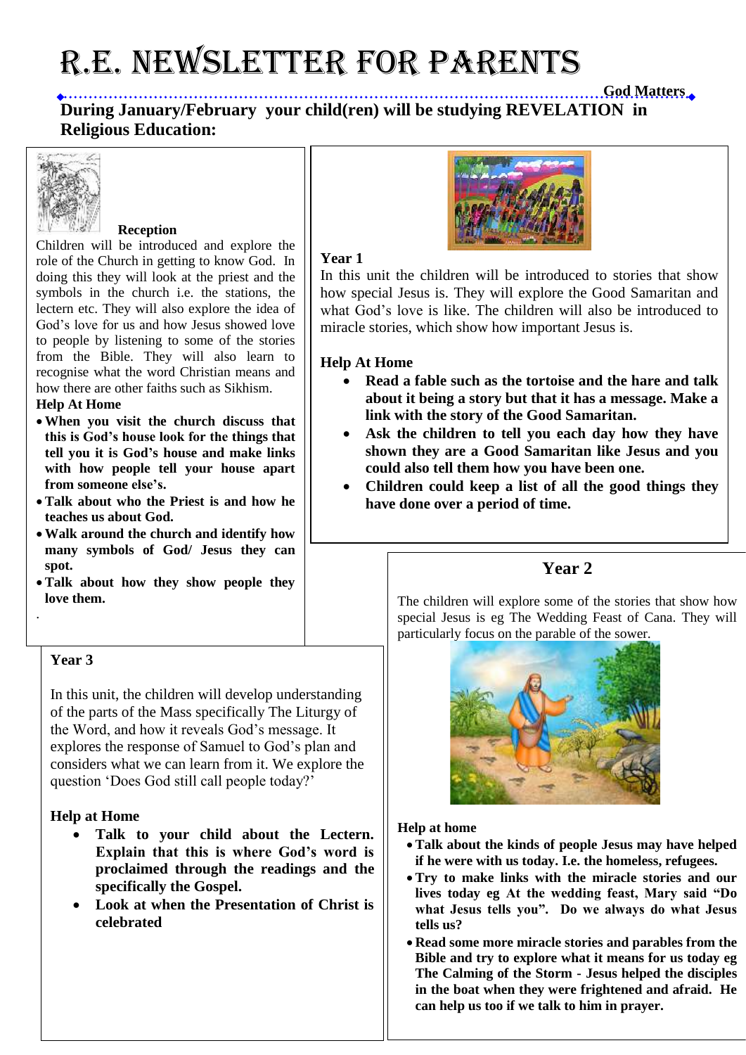# R.E. NEWSLETTER FOR PARENTS

**God Matters**

**During January/February your child(ren) will be studying REVELATION in Religious Education:**

### Reception

Children will be introduced and explore the role of the Church in getting to know God. In doing this they will look at the priest and the symbols in the church i.e. the stations, the lectern etc. They will also explore the idea of God's love for us and how Jesus showed love to people by listening to some of the stories from the Bible. They will also learn to recognise what the word Christian means and how there are other faiths such as Sikhism.

**Help At Home**

- **When you visit the church discuss that this is God's house look for the things that tell you it is God's house and make links with how people tell your house apart from someone else's.**
- **Talk about who the Priest is and how he teaches us about God.**
- **Walk around the church and identify how many symbols of God/ Jesus they can spot.**
- **Talk about how they show people they love them.**

.

### Year 1

In this unit the children will be introduced to stories that show how special Jesus is. They will explore the Good Samaritan and what God's love is like. The children will also be introduced to miracle stories, which show how important Jesus is.

**Help At Home**

- **Read a fable such as the tortoise and the hare and talk about it being a story but that it has a message. Make a link with the story of the Good Samaritan.**
- **Ask the children to tell you each day how they have shown they are a Good Samaritan like Jesus and you could also tell them how you have been one.**
- **Children could keep a list of all the good things they have done over a period of time.**

### Year 2

The children will explore some of the stories that show how special Jesus is eg The Wedding Feast of Cana. They will particularly focus on the parable of the sower.

**Help at home**

- **Talk about the kinds of people Jesus may have helped if he were with us today. I.e. the homeless, refugees.**
- **Try to make links with the miracle stories and our lives today eg At the wedding feast, Mary said "Do what Jesus tells you". Do we always do what Jesus tells us?**
- **Read some more miracle stories and parables from the Bible and try to explore what it means for us today eg The Calming of the Storm - Jesus helped the disciples in the boat when they were frightened and afraid. He can help us too if we talk to him in prayer.**

### Year 3

In this unit, the children will develop understanding of the parts of the Mass specifically The Liturgy of the Word, and how it reveals God's message. It explores the response of Samuel to God's plan and considers what we can learn from it. We explore the question 'Does God still call people today?'

**Help at Home**

- **Talk to your child about the Lectern. Explain that this is where God's word is proclaimed through the readings and the specifically the Gospel.**
- **Look at when the Presentation of Christ is celebrated**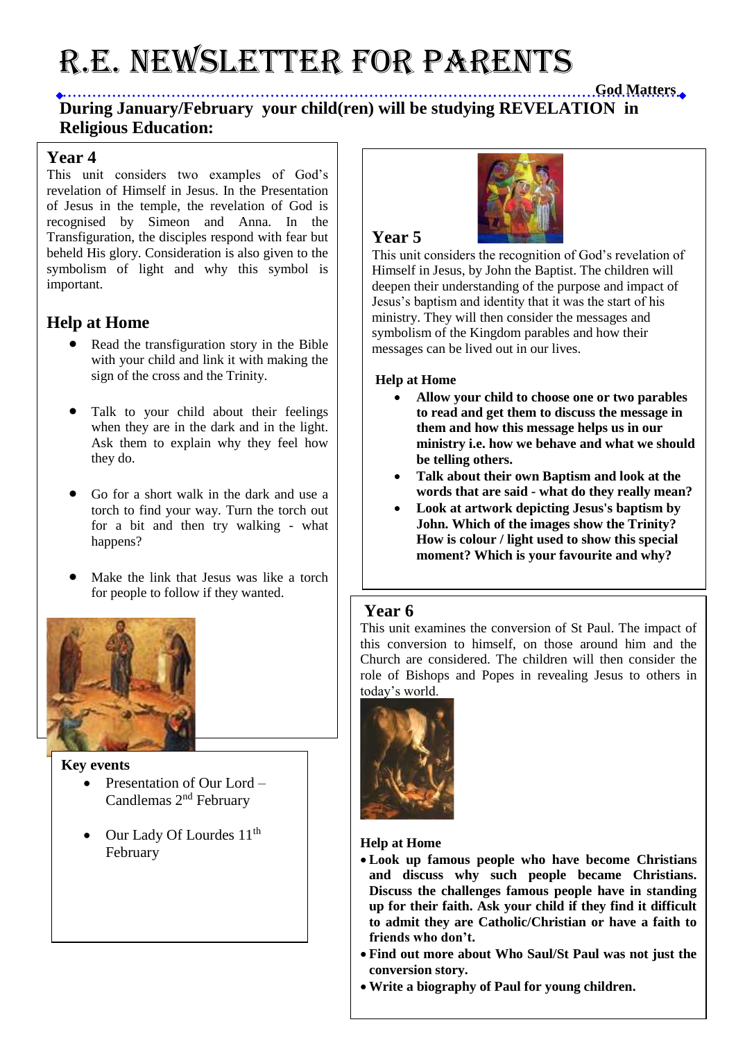# R.E. NEWSLETTER FOR PARENTS

**God Matters**

**During January/February your child(ren) will be studying REVELATION in Religious Education:**

## Year 4

This unit considers two examples of God's revelation of Himself in Jesus. In the Presentation of Jesus in the temple, the revelation of God is recognised by Simeon and Anna. In the Transfiguration, the disciples respond with fear but beheld His glory. Consideration is also given to the symbolism of light and why this symbol is important.

## Help at Home

- Read the transfiguration story in the Bible with your child and link it with making the sign of the cross and the Trinity.
- Talk to your child about their feelings when they are in the dark and in the light. Ask them to explain why they feel how they do.
- Go for a short walk in the dark and use a torch to find your way. Turn the torch out for a bit and then try walking - what happens?
- Make the link that Jesus was like a torch for people to follow if they wanted.

### Key events

- Presentation of Our Lord – Candlemas 2nd February
- Our Lady Of Lourdes 11th February

## Year 5

This unit considers the recognition of God's revelation of Himself in Jesus, by John the Baptist. The children will deepen their understanding of the purpose and impact of Jesus's baptism and identity that it was the start of his ministry. They will then consider the messages and symbolism of the Kingdom parables and how their messages can be lived out in our lives.

### Help at Home

- **Allow your child to choose one or two parables to read and get them to discuss the message in them and how this message helps us in our ministry i.e. how we behave and what we should be telling others.**
- **Talk about their own Baptism and look at the words that are said - what do they really mean?**
- **Look at artwork depicting Jesus's baptism by John. Which of the images show the Trinity? How is colour / light used to show this special moment? Which is your favourite and why?**

## Year 6

This unit examines the conversion of St Paul. The impact of this conversion to himself, on those around him and the Church are considered. The children will then consider the role of Bishops and Popes in revealing Jesus to others in today's world.

### Help at Home

- **Look up famous people who have become Christians and discuss why such people became Christians. Discuss the challenges famous people have in standing up for their faith. Ask your child if they find it difficult to admit they are Catholic/Christian or have a faith to friends who don't.**
- **Find out more about Who Saul/St Paul was not just the conversion story.**
- **Write a biography of Paul for young children.**